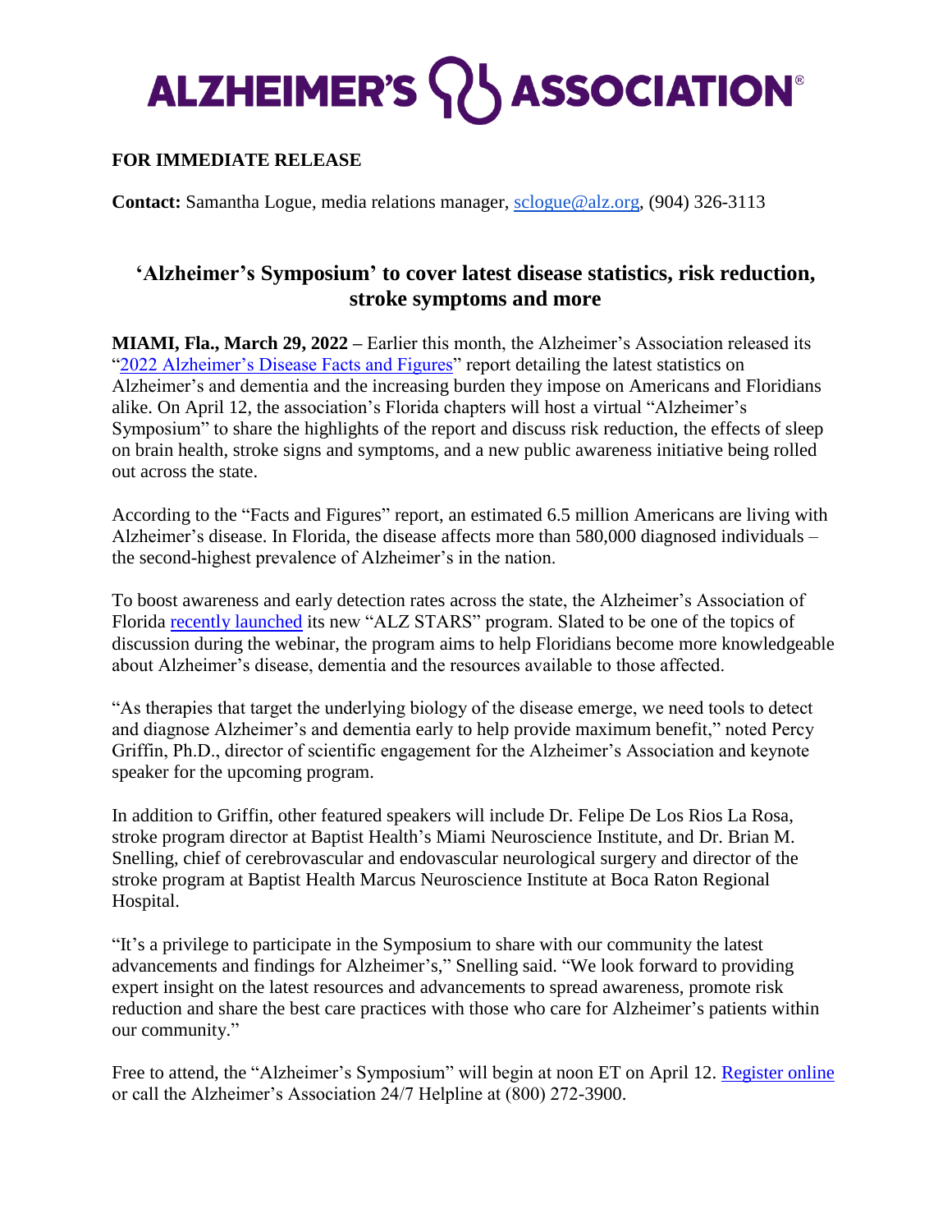# ALZHEIMER'S ASSOCIATION®

**FOR IMMEDIATE RELEASE**

**Contact:** Samantha Logue, media relations manager, [sclogue@alz.org](mailto:sclogue@alz.org), (904) 326-3113

## 'Alzheimer's Symposium' to cover latest disease statistics, risk reduction, stroke symptoms and more

**MIAMI, Fla., March 29, 2022 –** Earlier this month, the Alzheimer's Association released its "[2022 Alzheimer's Disease Facts and Figures]()" report detailing the latest statistics on Alzheimer's and dementia and the increasing burden they impose on Americans and Floridians alike. On April 12, the association's Florida chapters will host a virtual "Alzheimer's Symposium" to share the highlights of the report and discuss risk reduction, the effects of sleep on brain health, stroke signs and symptoms, and a new public awareness initiative being rolled out across the state.

According to the "Facts and Figures" report, an estimated 6.5 million Americans are living with Alzheimer's disease. In Florida, the disease affects more than 580,000 diagnosed individuals – the second-highest prevalence of Alzheimer's in the nation.

To boost awareness and early detection rates across the state, the Alzheimer's Association of Florida [recently launched]() its new "ALZ STARS" program. Slated to be one of the topics of discussion during the webinar, the program aims to help Floridians become more knowledgeable about Alzheimer's disease, dementia and the resources available to those affected.

"As therapies that target the underlying biology of the disease emerge, we need tools to detect and diagnose Alzheimer's and dementia early to help provide maximum benefit," noted Percy Griffin, Ph.D., director of scientific engagement for the Alzheimer's Association and keynote speaker for the upcoming program.

In addition to Griffin, other featured speakers will include Dr. Felipe De Los Rios La Rosa, stroke program director at Baptist Health's Miami Neuroscience Institute, and Dr. Brian M. Snelling, chief of cerebrovascular and endovascular neurological surgery and director of the stroke program at Baptist Health Marcus Neuroscience Institute at Boca Raton Regional Hospital.

"It's a privilege to participate in the Symposium to share with our community the latest advancements and findings for Alzheimer's," Snelling said. "We look forward to providing expert insight on the latest resources and advancements to spread awareness, promote risk reduction and share the best care practices with those who care for Alzheimer's patients within our community."

Free to attend, the "Alzheimer's Symposium" will begin at noon ET on April 12. [Register online]() or call the Alzheimer's Association 24/7 Helpline at (800) 272-3900.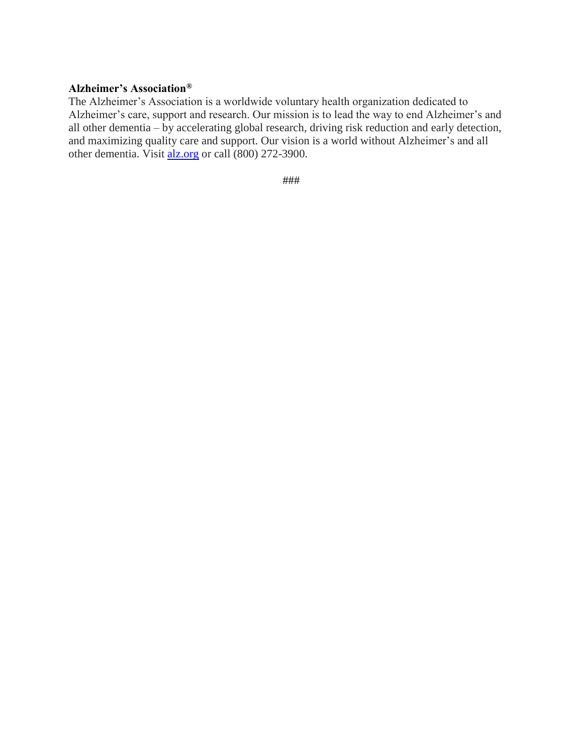**Alzheimer's Association®**

The Alzheimer's Association is a worldwide voluntary health organization dedicated to Alzheimer's care, support and research. Our mission is to lead the way to end Alzheimer's and all other dementia – by accelerating global research, driving risk reduction and early detection, and maximizing quality care and support. Our vision is a world without Alzheimer's and all other dementia. Visit alz.org or call (800) 272-3900.

###